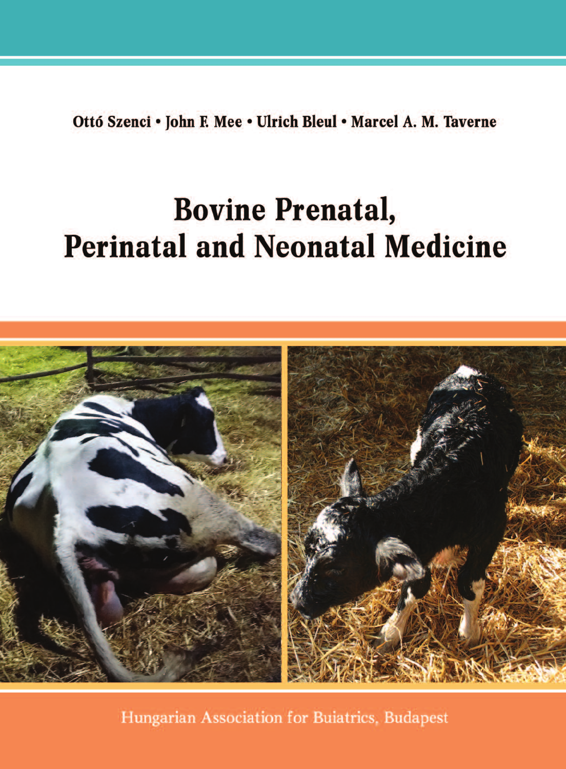Ottó Szenci • John F. Mee • Ulrich Bleul • Marcel A. M. Taverne

# Bovine Prenatal, Perinatal and Neonatal Medicine

Hungarian Association for Buiatrics, Budapest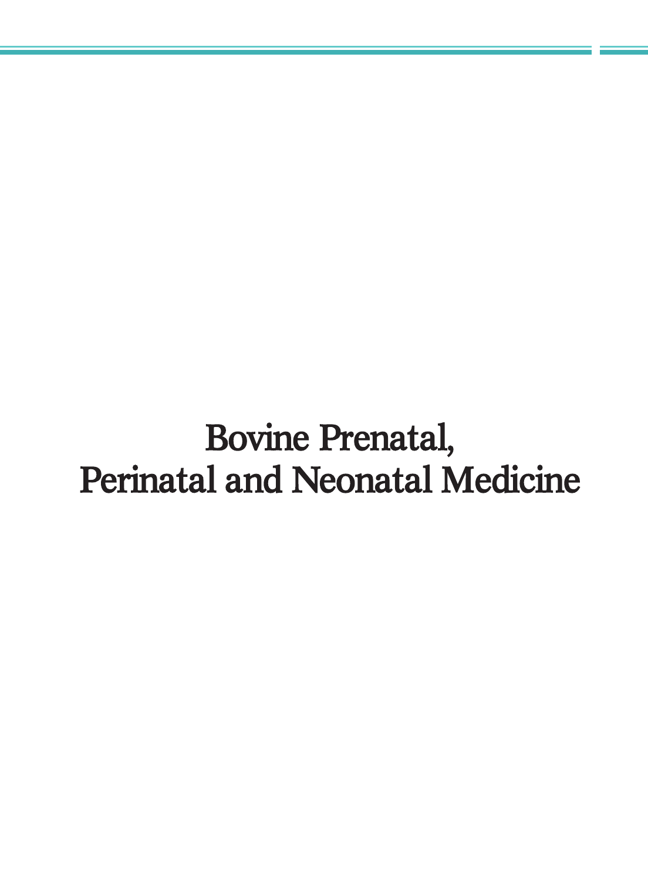# Bovine Prenatal, Perinatal and Neonatal Medicine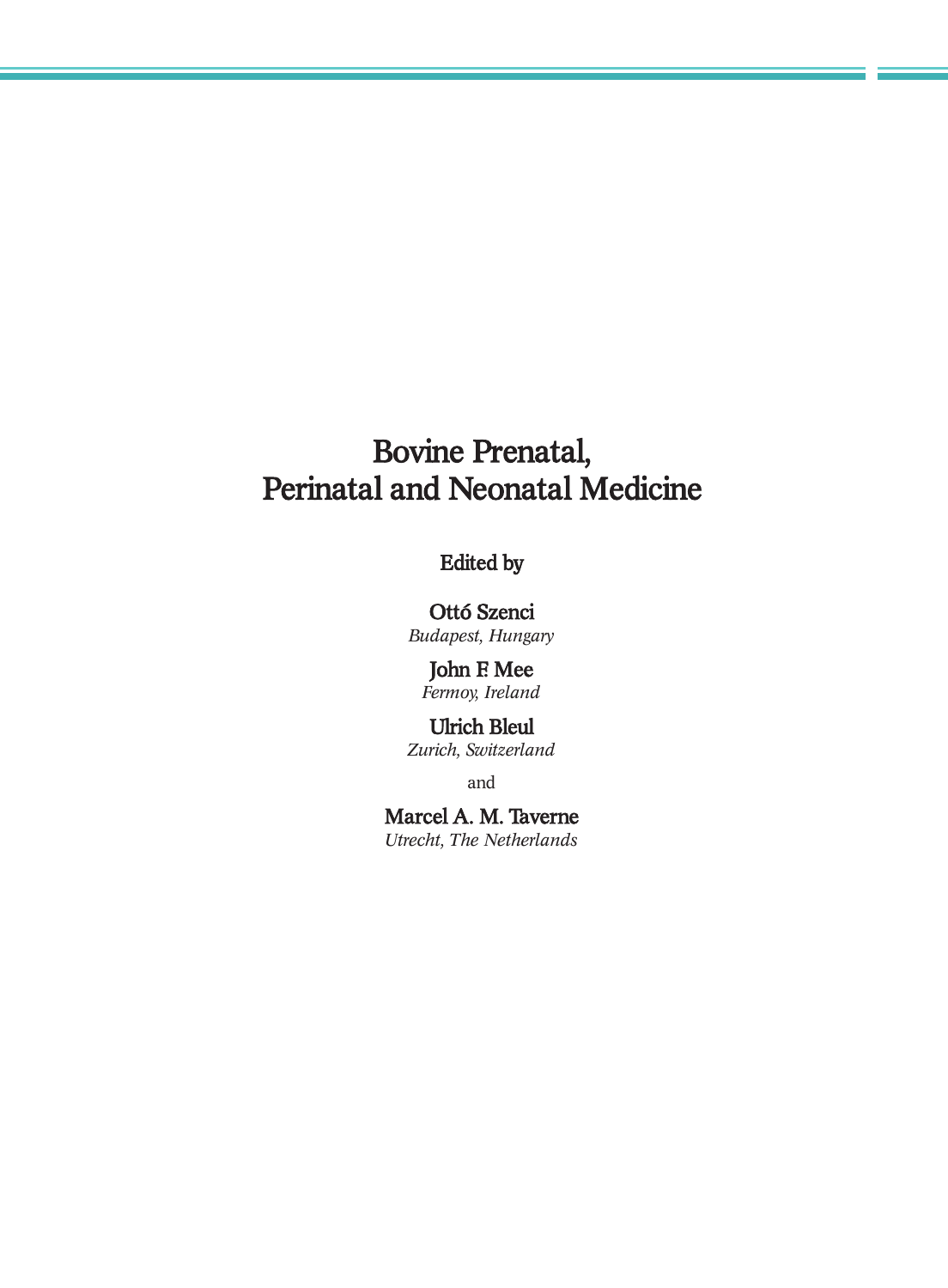# Bovine Prenatal, Perinatal and Neonatal Medicine

Edited by

**Ottó Szenci**
*Budapest, Hungary*

**John F. Mee**
*Fermoy, Ireland*

**Ulrich Bleul**
*Zurich, Switzerland*

and

**Marcel A. M. Taverne**
*Utrecht, The Netherlands*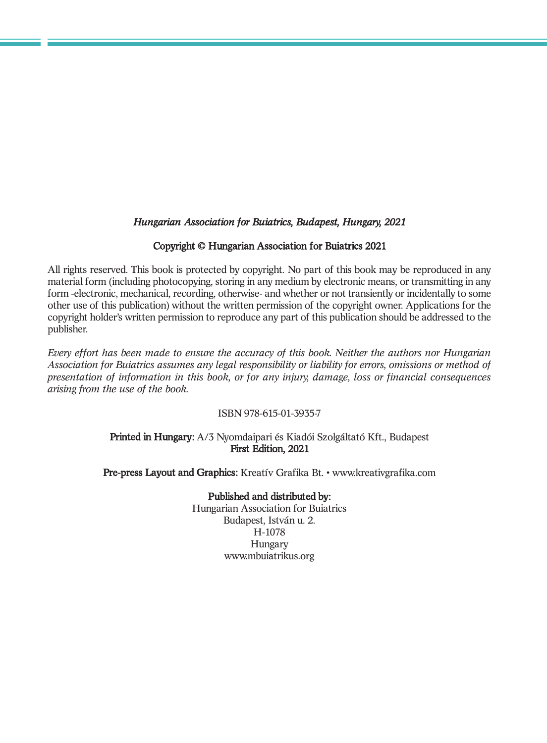*Hungarian Association for Buiatrics, Budapest, Hungary, 2021*

**Copyright © Hungarian Association for Buiatrics 2021**

All rights reserved. This book is protected by copyright. No part of this book may be reproduced in any material form (including photocopying, storing in any medium by electronic means, or transmitting in any form -electronic, mechanical, recording, otherwise- and whether or not transiently or incidentally to some other use of this publication) without the written permission of the copyright owner. Applications for the copyright holder's written permission to reproduce any part of this publication should be addressed to the publisher.

*Every effort has been made to ensure the accuracy of this book. Neither the authors nor Hungarian Association for Buiatrics assumes any legal responsibility or liability for errors, omissions or method of presentation of information in this book, or for any injury, damage, loss or financial consequences arising from the use of the book.*

ISBN 978-615-01-3935-7

**Printed in Hungary:** A/3 Nyomdaipari és Kiadói Szolgáltató Kft., Budapest
**First Edition, 2021**

**Pre-press Layout and Graphics:** Kreatív Grafika Bt. • www.kreativgrafika.com

**Published and distributed by:**
Hungarian Association for Buiatrics
Budapest, István u. 2.
H-1078
Hungary
www.mbuiatrikus.org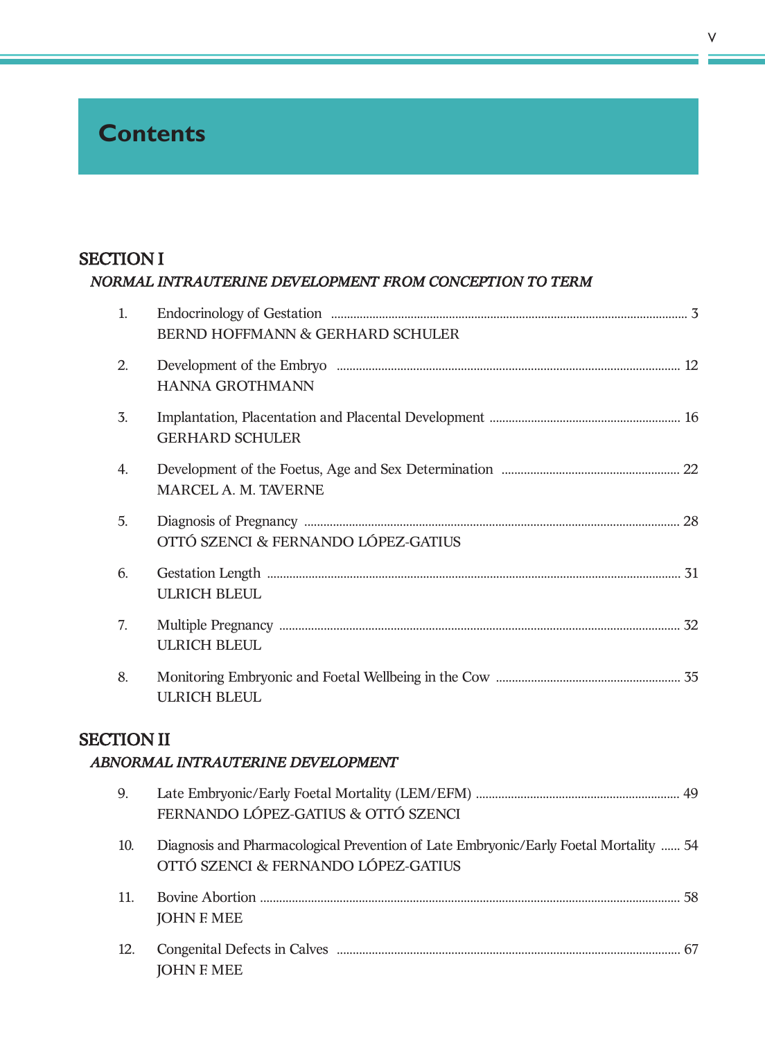# Contents

## SECTION I

*NORMAL INTRAUTERINE DEVELOPMENT FROM CONCEPTION TO TERM*

1. Endocrinology of Gestation ........ 3
   BERND HOFFMANN & GERHARD SCHULER

2. Development of the Embryo ........ 12
   HANNA GROTHMANN

3. Implantation, Placentation and Placental Development ........ 16
   GERHARD SCHULER

4. Development of the Foetus, Age and Sex Determination ........ 22
   MARCEL A. M. TAVERNE

5. Diagnosis of Pregnancy ........ 28
   OTTÓ SZENCI & FERNANDO LÓPEZ-GATIUS

6. Gestation Length ........ 31
   ULRICH BLEUL

7. Multiple Pregnancy ........ 32
   ULRICH BLEUL

8. Monitoring Embryonic and Foetal Wellbeing in the Cow ........ 35
   ULRICH BLEUL

## SECTION II

*ABNORMAL INTRAUTERINE DEVELOPMENT*

9. Late Embryonic/Early Foetal Mortality (LEM/EFM) ........ 49
   FERNANDO LÓPEZ-GATIUS & OTTÓ SZENCI

10. Diagnosis and Pharmacological Prevention of Late Embryonic/Early Foetal Mortality ...... 54
    OTTÓ SZENCI & FERNANDO LÓPEZ-GATIUS

11. Bovine Abortion ........ 58
    JOHN F. MEE

12. Congenital Defects in Calves ........ 67
    JOHN F. MEE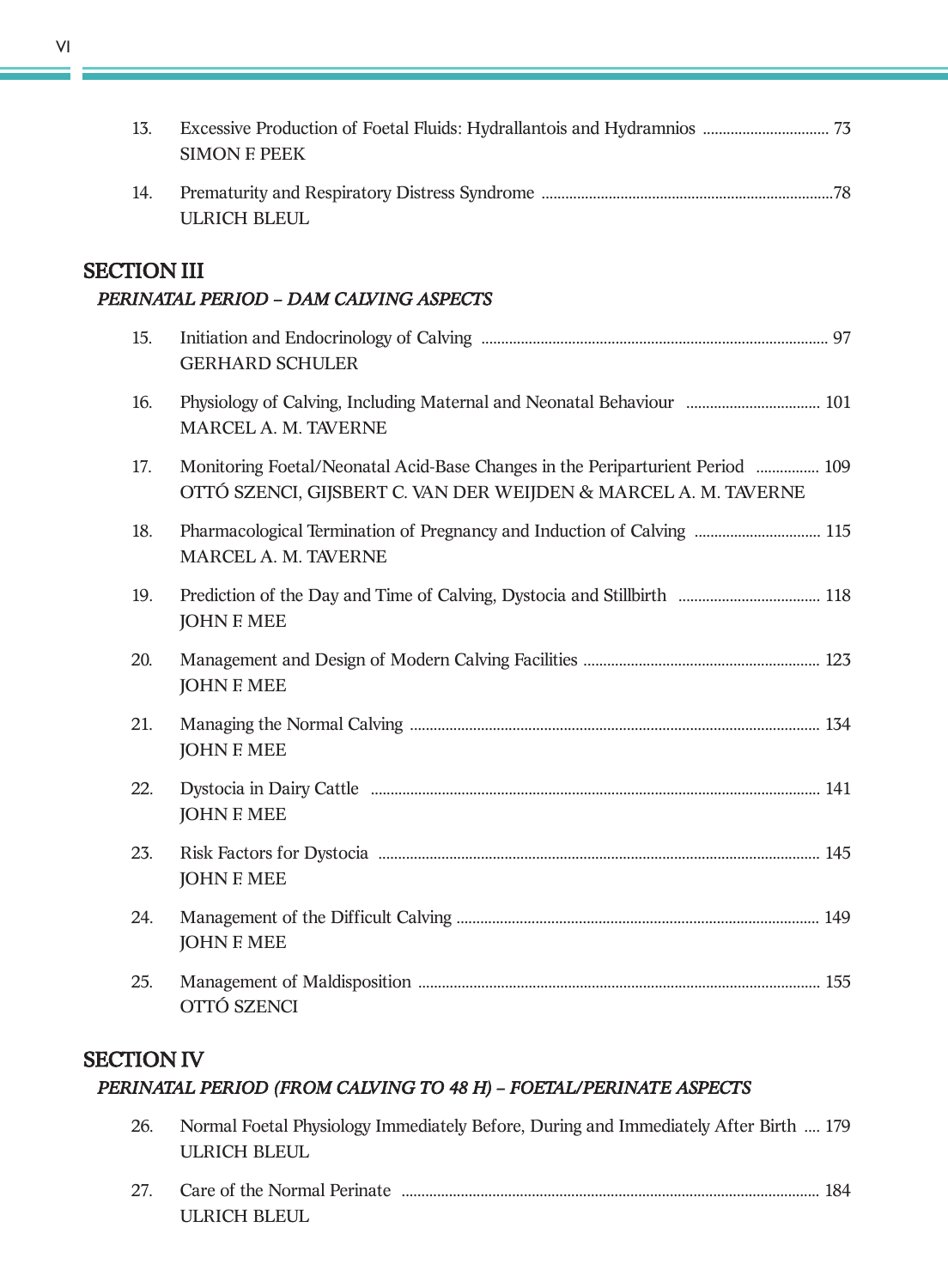13. Excessive Production of Foetal Fluids: Hydrallantois and Hydramnios ................................ 73
    SIMON F. PEEK

14. Prematurity and Respiratory Distress Syndrome .........................................................................78
    ULRICH BLEUL

## SECTION III

### *PERINATAL PERIOD – DAM CALVING ASPECTS*

15. Initiation and Endocrinology of Calving ....................................................................................... 97
    GERHARD SCHULER

16. Physiology of Calving, Including Maternal and Neonatal Behaviour .................................. 101
    MARCEL A. M. TAVERNE

17. Monitoring Foetal/Neonatal Acid-Base Changes in the Periparturient Period ................ 109
    OTTÓ SZENCI, GIJSBERT C. VAN DER WEIJDEN & MARCEL A. M. TAVERNE

18. Pharmacological Termination of Pregnancy and Induction of Calving ................................ 115
    MARCEL A. M. TAVERNE

19. Prediction of the Day and Time of Calving, Dystocia and Stillbirth .................................... 118
    JOHN F. MEE

20. Management and Design of Modern Calving Facilities ............................................................ 123
    JOHN F. MEE

21. Managing the Normal Calving ....................................................................................................... 134
    JOHN F. MEE

22. Dystocia in Dairy Cattle ................................................................................................................. 141
    JOHN F. MEE

23. Risk Factors for Dystocia ............................................................................................................... 145
    JOHN F. MEE

24. Management of the Difficult Calving ............................................................................................ 149
    JOHN F. MEE

25. Management of Maldisposition ..................................................................................................... 155
    OTTÓ SZENCI

## SECTION IV

### *PERINATAL PERIOD (FROM CALVING TO 48 H) – FOETAL/PERINATE ASPECTS*

26. Normal Foetal Physiology Immediately Before, During and Immediately After Birth ..... 179
    ULRICH BLEUL

27. Care of the Normal Perinate ......................................................................................................... 184
    ULRICH BLEUL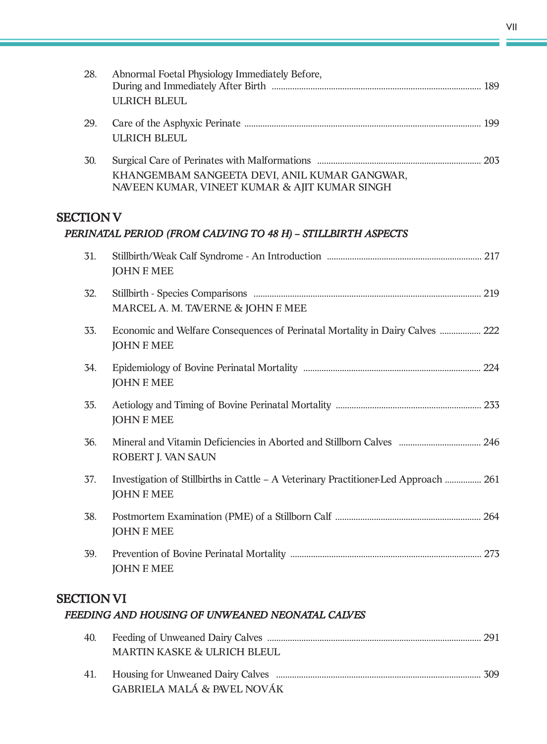28. Abnormal Foetal Physiology Immediately Before, During and Immediately After Birth ........ 189
ULRICH BLEUL

29. Care of the Asphyxic Perinate ........ 199
ULRICH BLEUL

30. Surgical Care of Perinates with Malformations ........ 203
KHANGEMBAM SANGEETA DEVI, ANIL KUMAR GANGWAR, NAVEEN KUMAR, VINEET KUMAR & AJIT KUMAR SINGH

## SECTION V

### *PERINATAL PERIOD (FROM CALVING TO 48 H) – STILLBIRTH ASPECTS*

31. Stillbirth/Weak Calf Syndrome - An Introduction ........ 217
JOHN F. MEE

32. Stillbirth - Species Comparisons ........ 219
MARCEL A. M. TAVERNE & JOHN F. MEE

33. Economic and Welfare Consequences of Perinatal Mortality in Dairy Calves ........ 222
JOHN F. MEE

34. Epidemiology of Bovine Perinatal Mortality ........ 224
JOHN F. MEE

35. Aetiology and Timing of Bovine Perinatal Mortality ........ 233
JOHN F. MEE

36. Mineral and Vitamin Deficiencies in Aborted and Stillborn Calves ........ 246
ROBERT J. VAN SAUN

37. Investigation of Stillbirths in Cattle – A Veterinary Practitioner-Led Approach ........ 261
JOHN F. MEE

38. Postmortem Examination (PME) of a Stillborn Calf ........ 264
JOHN F. MEE

39. Prevention of Bovine Perinatal Mortality ........ 273
JOHN F. MEE

## SECTION VI

### *FEEDING AND HOUSING OF UNWEANED NEONATAL CALVES*

40. Feeding of Unweaned Dairy Calves ........ 291
MARTIN KASKE & ULRICH BLEUL

41. Housing for Unweaned Dairy Calves ........ 309
GABRIELA MALÁ & PAVEL NOVÁK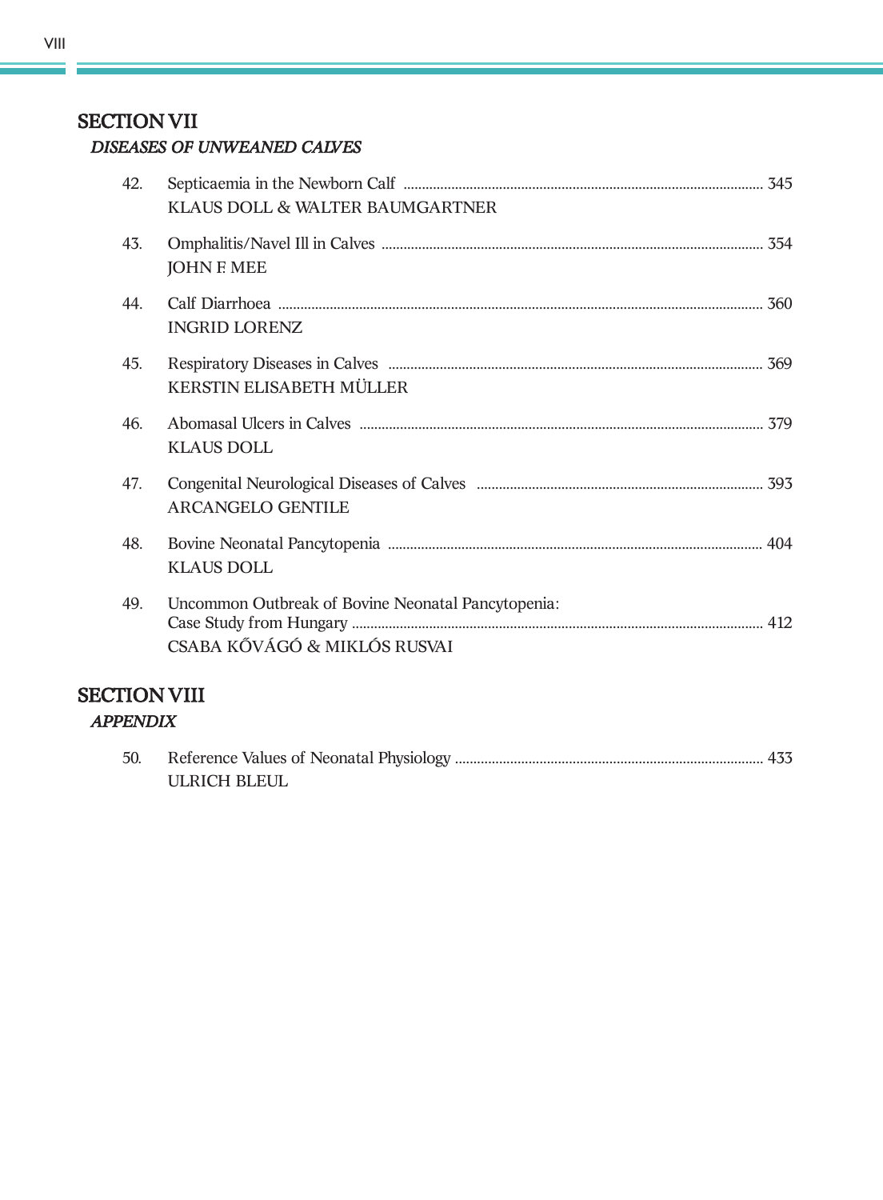## SECTION VII

*DISEASES OF UNWEANED CALVES*

42. Septicaemia in the Newborn Calf ..... 345
 KLAUS DOLL & WALTER BAUMGARTNER

43. Omphalitis/Navel Ill in Calves ..... 354
 JOHN F. MEE

44. Calf Diarrhoea ..... 360
 INGRID LORENZ

45. Respiratory Diseases in Calves ..... 369
 KERSTIN ELISABETH MÜLLER

46. Abomasal Ulcers in Calves ..... 379
 KLAUS DOLL

47. Congenital Neurological Diseases of Calves ..... 393
 ARCANGELO GENTILE

48. Bovine Neonatal Pancytopenia ..... 404
 KLAUS DOLL

49. Uncommon Outbreak of Bovine Neonatal Pancytopenia:
 Case Study from Hungary ..... 412
 CSABA KŐVÁGÓ & MIKLÓS RUSVAI

## SECTION VIII

*APPENDIX*

50. Reference Values of Neonatal Physiology ..... 433
 ULRICH BLEUL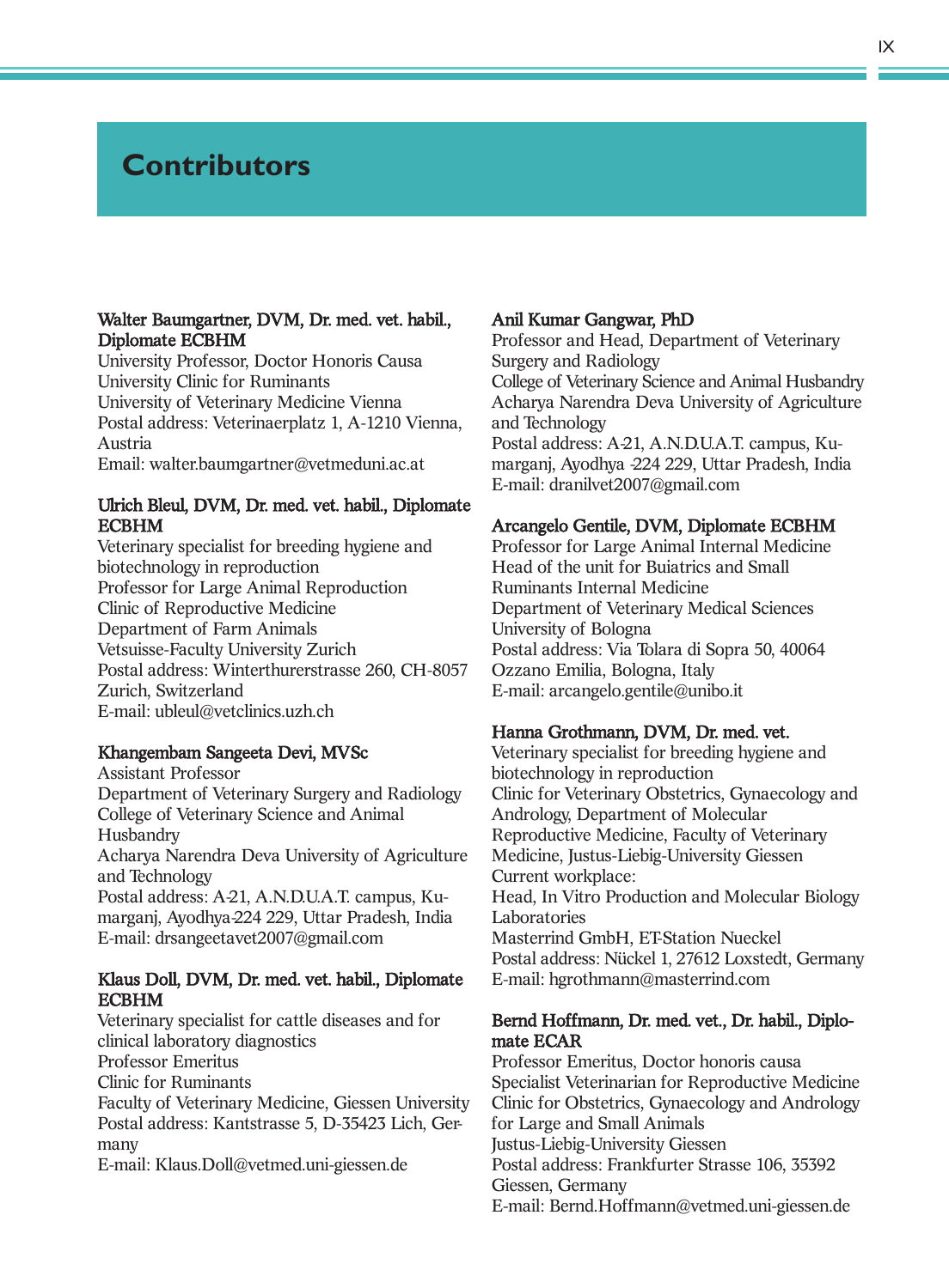# Contributors

**Walter Baumgartner, DVM, Dr. med. vet. habil., Diplomate ECBHM**
University Professor, Doctor Honoris Causa
University Clinic for Ruminants
University of Veterinary Medicine Vienna
Postal address: Veterinaerplatz 1, A-1210 Vienna, Austria
Email: walter.baumgartner@vetmeduni.ac.at

**Ulrich Bleul, DVM, Dr. med. vet. habil., Diplomate ECBHM**
Veterinary specialist for breeding hygiene and biotechnology in reproduction
Professor for Large Animal Reproduction
Clinic of Reproductive Medicine
Department of Farm Animals
Vetsuisse-Faculty University Zurich
Postal address: Winterthurerstrasse 260, CH-8057 Zurich, Switzerland
E-mail: ubleul@vetclinics.uzh.ch

**Khangembam Sangeeta Devi, MVSc**
Assistant Professor
Department of Veterinary Surgery and Radiology
College of Veterinary Science and Animal Husbandry
Acharya Narendra Deva University of Agriculture and Technology
Postal address: A-21, A.N.D.U.A.T. campus, Kumarganj, Ayodhya-224 229, Uttar Pradesh, India
E-mail: drsangeetavet2007@gmail.com

**Klaus Doll, DVM, Dr. med. vet. habil., Diplomate ECBHM**
Veterinary specialist for cattle diseases and for clinical laboratory diagnostics
Professor Emeritus
Clinic for Ruminants
Faculty of Veterinary Medicine, Giessen University
Postal address: Kantstrasse 5, D-35423 Lich, Germany
E-mail: Klaus.Doll@vetmed.uni-giessen.de

**Anil Kumar Gangwar, PhD**
Professor and Head, Department of Veterinary Surgery and Radiology
College of Veterinary Science and Animal Husbandry
Acharya Narendra Deva University of Agriculture and Technology
Postal address: A-21, A.N.D.U.A.T. campus, Kumarganj, Ayodhya -224 229, Uttar Pradesh, India
E-mail: dranilvet2007@gmail.com

**Arcangelo Gentile, DVM, Diplomate ECBHM**
Professor for Large Animal Internal Medicine
Head of the unit for Buiatrics and Small Ruminants Internal Medicine
Department of Veterinary Medical Sciences
University of Bologna
Postal address: Via Tolara di Sopra 50, 40064 Ozzano Emilia, Bologna, Italy
E-mail: arcangelo.gentile@unibo.it

**Hanna Grothmann, DVM, Dr. med. vet.**
Veterinary specialist for breeding hygiene and biotechnology in reproduction
Clinic for Veterinary Obstetrics, Gynaecology and Andrology, Department of Molecular Reproductive Medicine, Faculty of Veterinary Medicine, Justus-Liebig-University Giessen
Current workplace:
Head, In Vitro Production and Molecular Biology Laboratories
Masterrind GmbH, ET-Station Nueckel
Postal address: Nückel 1, 27612 Loxstedt, Germany
E-mail: hgrothmann@masterrind.com

**Bernd Hoffmann, Dr. med. vet., Dr. habil., Diplomate ECAR**
Professor Emeritus, Doctor honoris causa
Specialist Veterinarian for Reproductive Medicine
Clinic for Obstetrics, Gynaecology and Andrology for Large and Small Animals
Justus-Liebig-University Giessen
Postal address: Frankfurter Strasse 106, 35392 Giessen, Germany
E-mail: Bernd.Hoffmann@vetmed.uni-giessen.de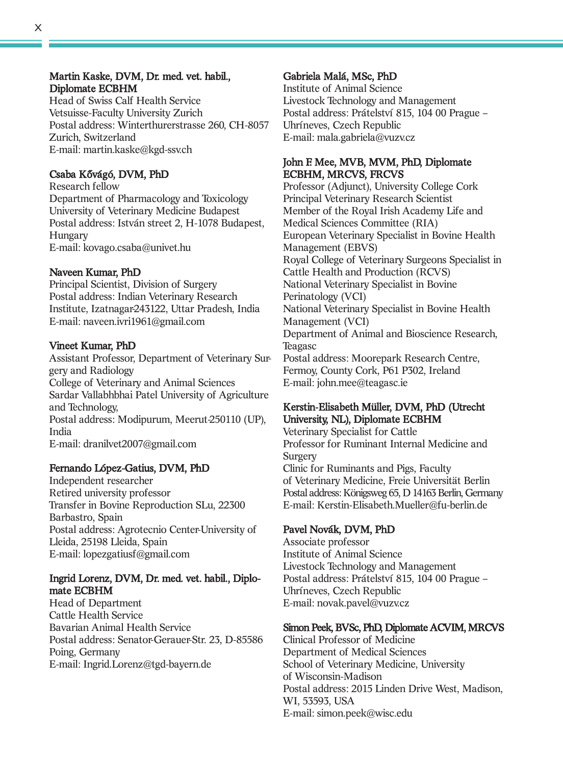**Martin Kaske, DVM, Dr. med. vet. habil., Diplomate ECBHM**
Head of Swiss Calf Health Service
Vetsuisse-Faculty University Zurich
Postal address: Winterthurerstrasse 260, CH-8057 Zurich, Switzerland
E-mail: martin.kaske@kgd-ssv.ch

**Csaba Kővágó, DVM, PhD**
Research fellow
Department of Pharmacology and Toxicology
University of Veterinary Medicine Budapest
Postal address: István street 2, H-1078 Budapest, Hungary
E-mail: kovago.csaba@univet.hu

**Naveen Kumar, PhD**
Principal Scientist, Division of Surgery
Postal address: Indian Veterinary Research Institute, Izatnagar-243122, Uttar Pradesh, India
E-mail: naveen.ivri1961@gmail.com

**Vineet Kumar, PhD**
Assistant Professor, Department of Veterinary Surgery and Radiology
College of Veterinary and Animal Sciences
Sardar Vallabhbhai Patel University of Agriculture and Technology,
Postal address: Modipurum, Meerut-250110 (UP), India
E-mail: dranilvet2007@gmail.com

**Fernando López-Gatius, DVM, PhD**
Independent researcher
Retired university professor
Transfer in Bovine Reproduction SLu, 22300 Barbastro, Spain
Postal address: Agrotecnio Center-University of Lleida, 25198 Lleida, Spain
E-mail: lopezgatiusf@gmail.com

**Ingrid Lorenz, DVM, Dr. med. vet. habil., Diplomate ECBHM**
Head of Department
Cattle Health Service
Bavarian Animal Health Service
Postal address: Senator-Gerauer-Str. 23, D-85586 Poing, Germany
E-mail: Ingrid.Lorenz@tgd-bayern.de

**Gabriela Malá, MSc, PhD**
Institute of Animal Science
Livestock Technology and Management
Postal address: Prátelství 815, 104 00 Prague – Uhríneves, Czech Republic
E-mail: mala.gabriela@vuzv.cz

**John F. Mee, MVB, MVM, PhD, Diplomate ECBHM, MRCVS, FRCVS**
Professor (Adjunct), University College Cork
Principal Veterinary Research Scientist
Member of the Royal Irish Academy Life and Medical Sciences Committee (RIA)
European Veterinary Specialist in Bovine Health Management (EBVS)
Royal College of Veterinary Surgeons Specialist in Cattle Health and Production (RCVS)
National Veterinary Specialist in Bovine Perinatology (VCI)
National Veterinary Specialist in Bovine Health Management (VCI)
Department of Animal and Bioscience Research, Teagasc
Postal address: Moorepark Research Centre, Fermoy, County Cork, P61 P302, Ireland
E-mail: john.mee@teagasc.ie

**Kerstin-Elisabeth Müller, DVM, PhD (Utrecht University, NL), Diplomate ECBHM**
Veterinary Specialist for Cattle
Professor for Ruminant Internal Medicine and Surgery
Clinic for Ruminants and Pigs, Faculty of Veterinary Medicine, Freie Universität Berlin
Postal address: Königsweg 65, D 14163 Berlin, Germany
E-mail: Kerstin-Elisabeth.Mueller@fu-berlin.de

**Pavel Novák, DVM, PhD**
Associate professor
Institute of Animal Science
Livestock Technology and Management
Postal address: Prátelství 815, 104 00 Prague – Uhríneves, Czech Republic
E-mail: novak.pavel@vuzv.cz

**Simon Peek, BVSc, PhD, Diplomate ACVIM, MRCVS**
Clinical Professor of Medicine
Department of Medical Sciences
School of Veterinary Medicine, University of Wisconsin-Madison
Postal address: 2015 Linden Drive West, Madison, WI, 53593, USA
E-mail: simon.peek@wisc.edu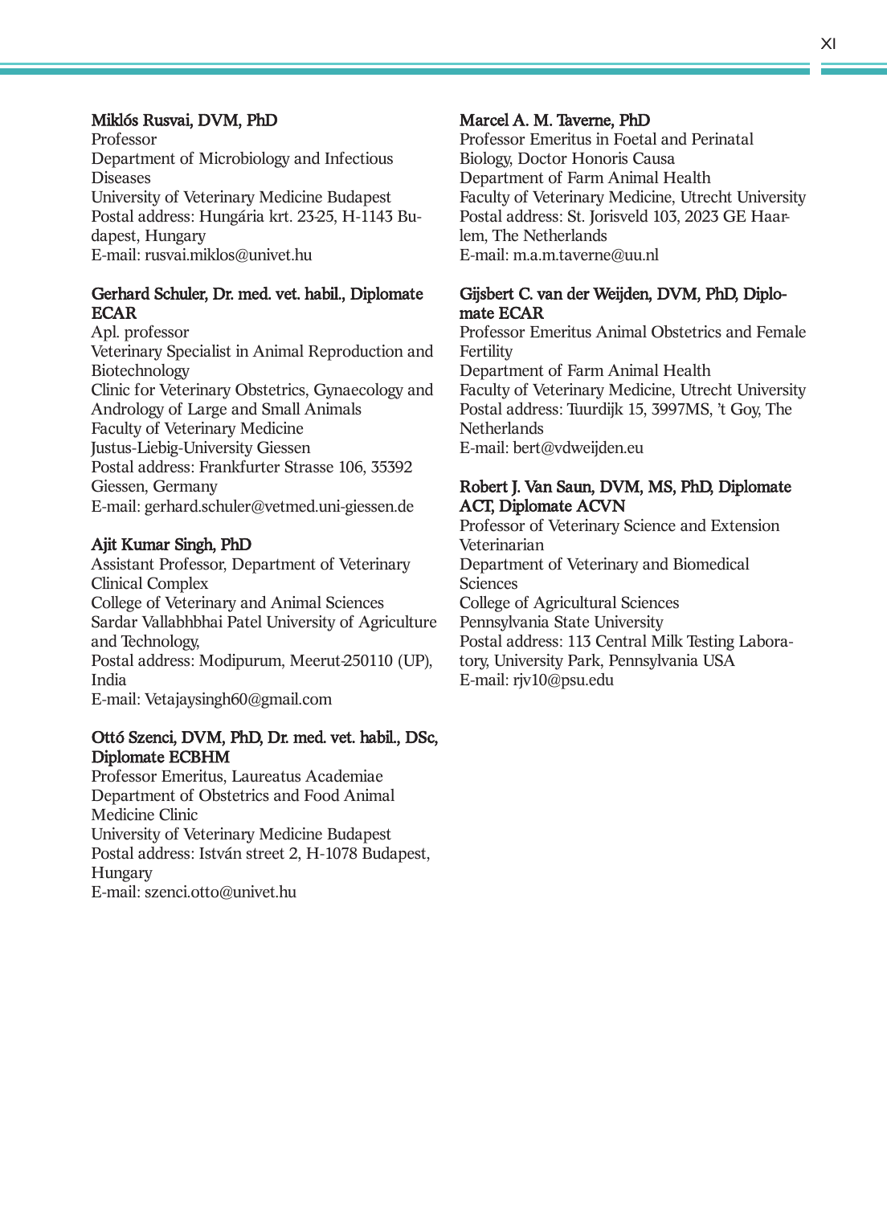**Miklós Rusvai, DVM, PhD**
Professor
Department of Microbiology and Infectious Diseases
University of Veterinary Medicine Budapest
Postal address: Hungária krt. 23-25, H-1143 Budapest, Hungary
E-mail: rusvai.miklos@univet.hu

**Gerhard Schuler, Dr. med. vet. habil., Diplomate ECAR**
Apl. professor
Veterinary Specialist in Animal Reproduction and Biotechnology
Clinic for Veterinary Obstetrics, Gynaecology and Andrology of Large and Small Animals
Faculty of Veterinary Medicine
Justus-Liebig-University Giessen
Postal address: Frankfurter Strasse 106, 35392 Giessen, Germany
E-mail: gerhard.schuler@vetmed.uni-giessen.de

**Ajit Kumar Singh, PhD**
Assistant Professor, Department of Veterinary Clinical Complex
College of Veterinary and Animal Sciences
Sardar Vallabhbhai Patel University of Agriculture and Technology,
Postal address: Modipurum, Meerut-250110 (UP), India
E-mail: Vetajaysingh60@gmail.com

**Ottó Szenci, DVM, PhD, Dr. med. vet. habil., DSc, Diplomate ECBHM**
Professor Emeritus, Laureatus Academiae
Department of Obstetrics and Food Animal Medicine Clinic
University of Veterinary Medicine Budapest
Postal address: István street 2, H-1078 Budapest, Hungary
E-mail: szenci.otto@univet.hu

**Marcel A. M. Taverne, PhD**
Professor Emeritus in Foetal and Perinatal Biology, Doctor Honoris Causa
Department of Farm Animal Health
Faculty of Veterinary Medicine, Utrecht University
Postal address: St. Jorisveld 103, 2023 GE Haarlem, The Netherlands
E-mail: m.a.m.taverne@uu.nl

**Gijsbert C. van der Weijden, DVM, PhD, Diplomate ECAR**
Professor Emeritus Animal Obstetrics and Female Fertility
Department of Farm Animal Health
Faculty of Veterinary Medicine, Utrecht University
Postal address: Tuurdijk 15, 3997MS, 't Goy, The Netherlands
E-mail: bert@vdweijden.eu

**Robert J. Van Saun, DVM, MS, PhD, Diplomate ACT, Diplomate ACVN**
Professor of Veterinary Science and Extension Veterinarian
Department of Veterinary and Biomedical Sciences
College of Agricultural Sciences
Pennsylvania State University
Postal address: 113 Central Milk Testing Laboratory, University Park, Pennsylvania USA
E-mail: rjv10@psu.edu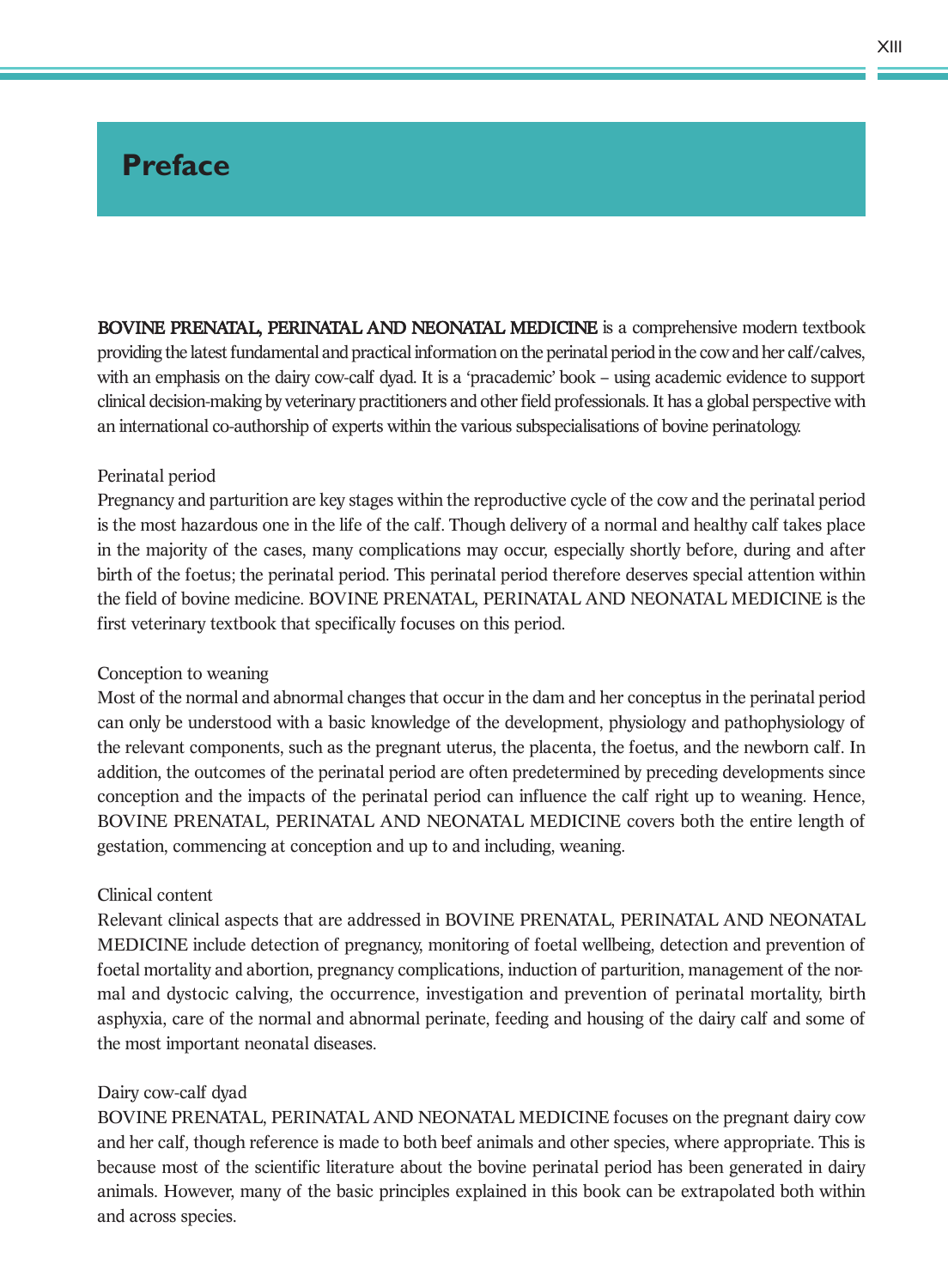# Preface

**BOVINE PRENATAL, PERINATAL AND NEONATAL MEDICINE** is a comprehensive modern textbook providing the latest fundamental and practical information on the perinatal period in the cow and her calf/calves, with an emphasis on the dairy cow-calf dyad. It is a 'pracademic' book – using academic evidence to support clinical decision-making by veterinary practitioners and other field professionals. It has a global perspective with an international co-authorship of experts within the various subspecialisations of bovine perinatology.

Perinatal period
Pregnancy and parturition are key stages within the reproductive cycle of the cow and the perinatal period is the most hazardous one in the life of the calf. Though delivery of a normal and healthy calf takes place in the majority of the cases, many complications may occur, especially shortly before, during and after birth of the foetus; the perinatal period. This perinatal period therefore deserves special attention within the field of bovine medicine. BOVINE PRENATAL, PERINATAL AND NEONATAL MEDICINE is the first veterinary textbook that specifically focuses on this period.

Conception to weaning
Most of the normal and abnormal changes that occur in the dam and her conceptus in the perinatal period can only be understood with a basic knowledge of the development, physiology and pathophysiology of the relevant components, such as the pregnant uterus, the placenta, the foetus, and the newborn calf. In addition, the outcomes of the perinatal period are often predetermined by preceding developments since conception and the impacts of the perinatal period can influence the calf right up to weaning. Hence, BOVINE PRENATAL, PERINATAL AND NEONATAL MEDICINE covers both the entire length of gestation, commencing at conception and up to and including, weaning.

Clinical content
Relevant clinical aspects that are addressed in BOVINE PRENATAL, PERINATAL AND NEONATAL MEDICINE include detection of pregnancy, monitoring of foetal wellbeing, detection and prevention of foetal mortality and abortion, pregnancy complications, induction of parturition, management of the normal and dystocic calving, the occurrence, investigation and prevention of perinatal mortality, birth asphyxia, care of the normal and abnormal perinate, feeding and housing of the dairy calf and some of the most important neonatal diseases.

Dairy cow-calf dyad
BOVINE PRENATAL, PERINATAL AND NEONATAL MEDICINE focuses on the pregnant dairy cow and her calf, though reference is made to both beef animals and other species, where appropriate. This is because most of the scientific literature about the bovine perinatal period has been generated in dairy animals. However, many of the basic principles explained in this book can be extrapolated both within and across species.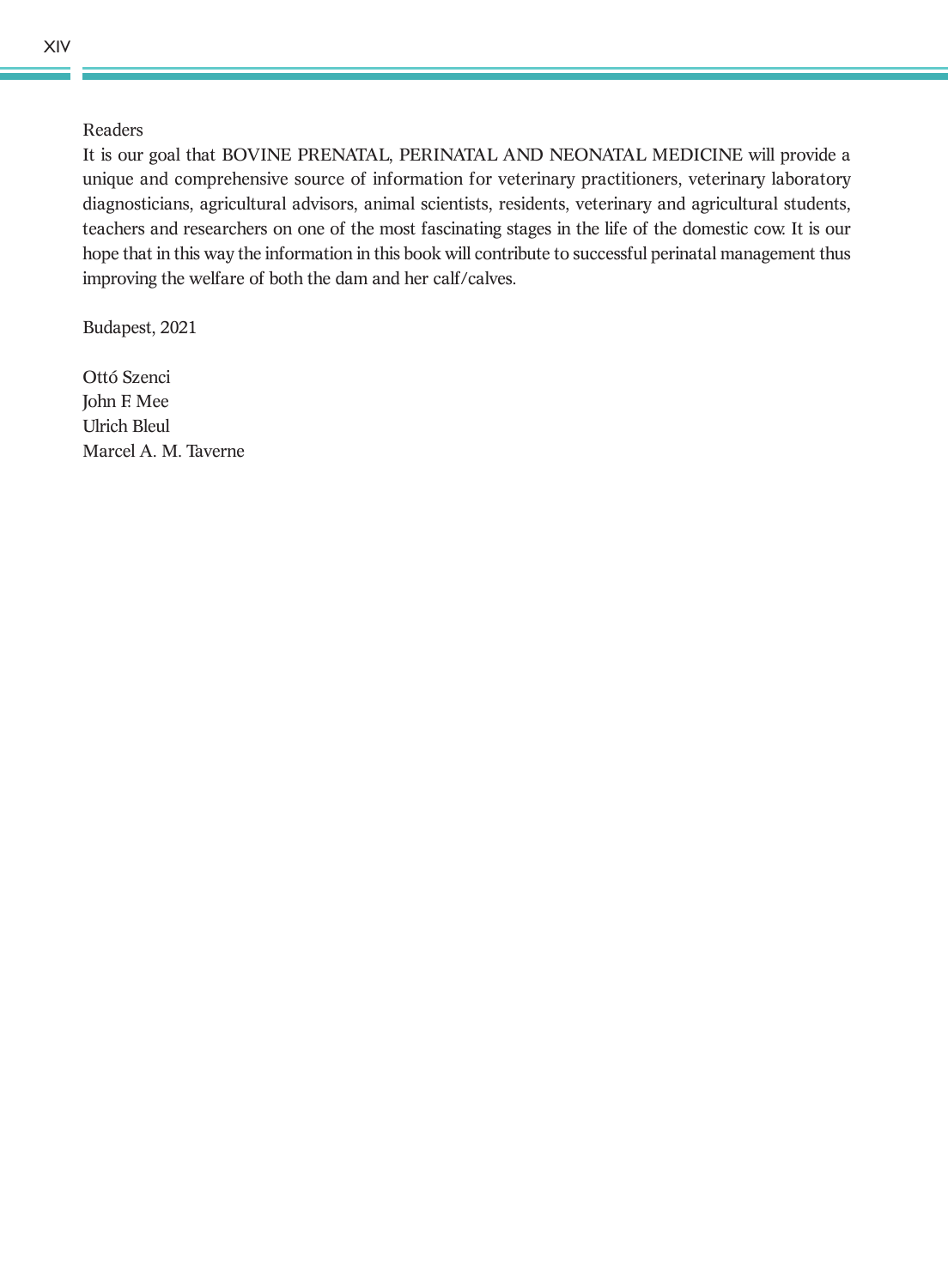Readers

It is our goal that BOVINE PRENATAL, PERINATAL AND NEONATAL MEDICINE will provide a unique and comprehensive source of information for veterinary practitioners, veterinary laboratory diagnosticians, agricultural advisors, animal scientists, residents, veterinary and agricultural students, teachers and researchers on one of the most fascinating stages in the life of the domestic cow. It is our hope that in this way the information in this book will contribute to successful perinatal management thus improving the welfare of both the dam and her calf/calves.

Budapest, 2021

Ottó Szenci  
John F. Mee  
Ulrich Bleul  
Marcel A. M. Taverne